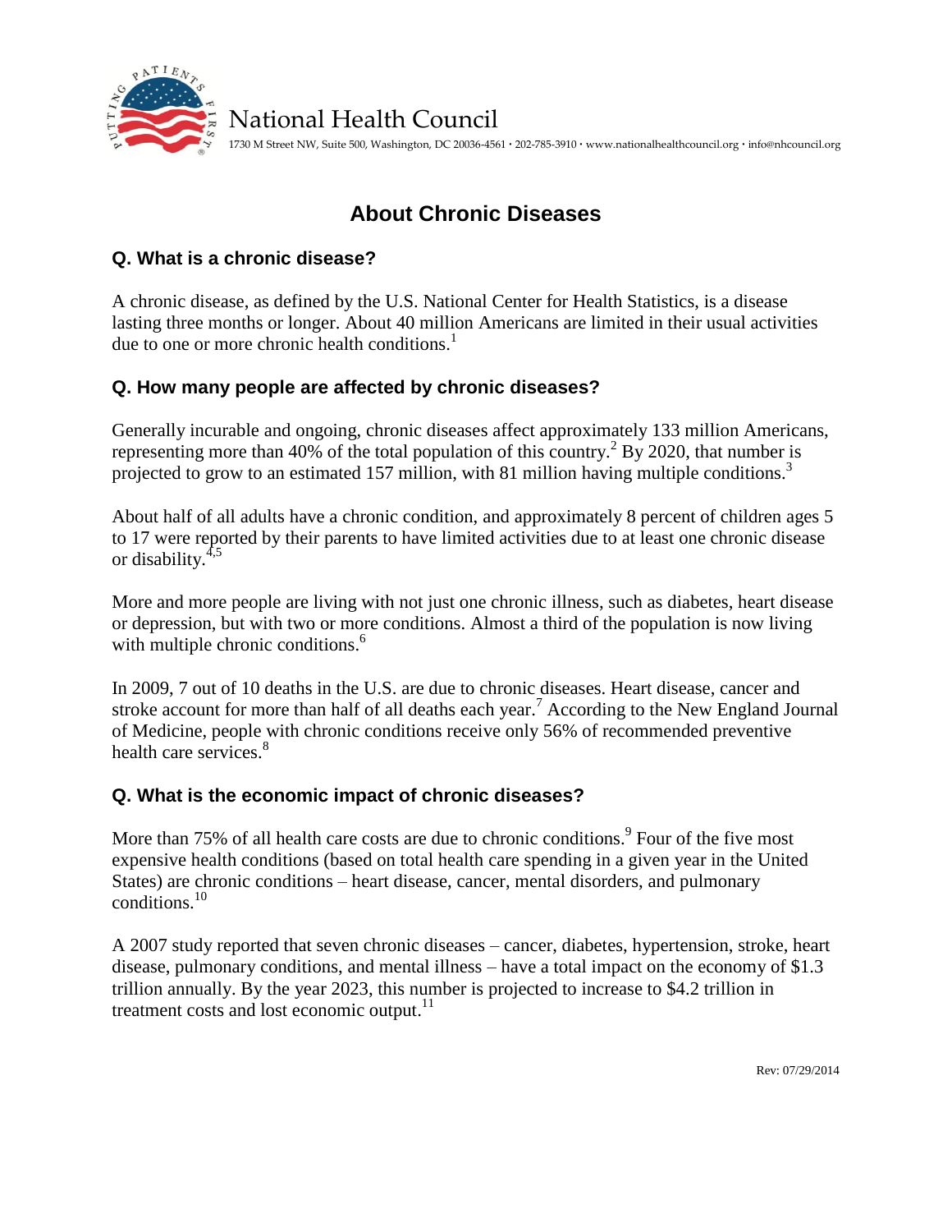National Health Council

1730 M Street NW, Suite 500, Washington, DC 20036-4561 • 202-785-3910 • www.nationalhealthcouncil.org • info@nhcouncil.org

# About Chronic Diseases

## Q. What is a chronic disease?

A chronic disease, as defined by the U.S. National Center for Health Statistics, is a disease lasting three months or longer. About 40 million Americans are limited in their usual activities due to one or more chronic health conditions.[1]

## Q. How many people are affected by chronic diseases?

Generally incurable and ongoing, chronic diseases affect approximately 133 million Americans, representing more than 40% of the total population of this country.[2] By 2020, that number is projected to grow to an estimated 157 million, with 81 million having multiple conditions.[3]

About half of all adults have a chronic condition, and approximately 8 percent of children ages 5 to 17 were reported by their parents to have limited activities due to at least one chronic disease or disability.[4,5]

More and more people are living with not just one chronic illness, such as diabetes, heart disease or depression, but with two or more conditions. Almost a third of the population is now living with multiple chronic conditions.[6]

In 2009, 7 out of 10 deaths in the U.S. are due to chronic diseases. Heart disease, cancer and stroke account for more than half of all deaths each year.[7] According to the New England Journal of Medicine, people with chronic conditions receive only 56% of recommended preventive health care services.[8]

## Q. What is the economic impact of chronic diseases?

More than 75% of all health care costs are due to chronic conditions.[9] Four of the five most expensive health conditions (based on total health care spending in a given year in the United States) are chronic conditions – heart disease, cancer, mental disorders, and pulmonary conditions.[10]

A 2007 study reported that seven chronic diseases – cancer, diabetes, hypertension, stroke, heart disease, pulmonary conditions, and mental illness – have a total impact on the economy of $1.3 trillion annually. By the year 2023, this number is projected to increase to $4.2 trillion in treatment costs and lost economic output.[11]

Rev: 07/29/2014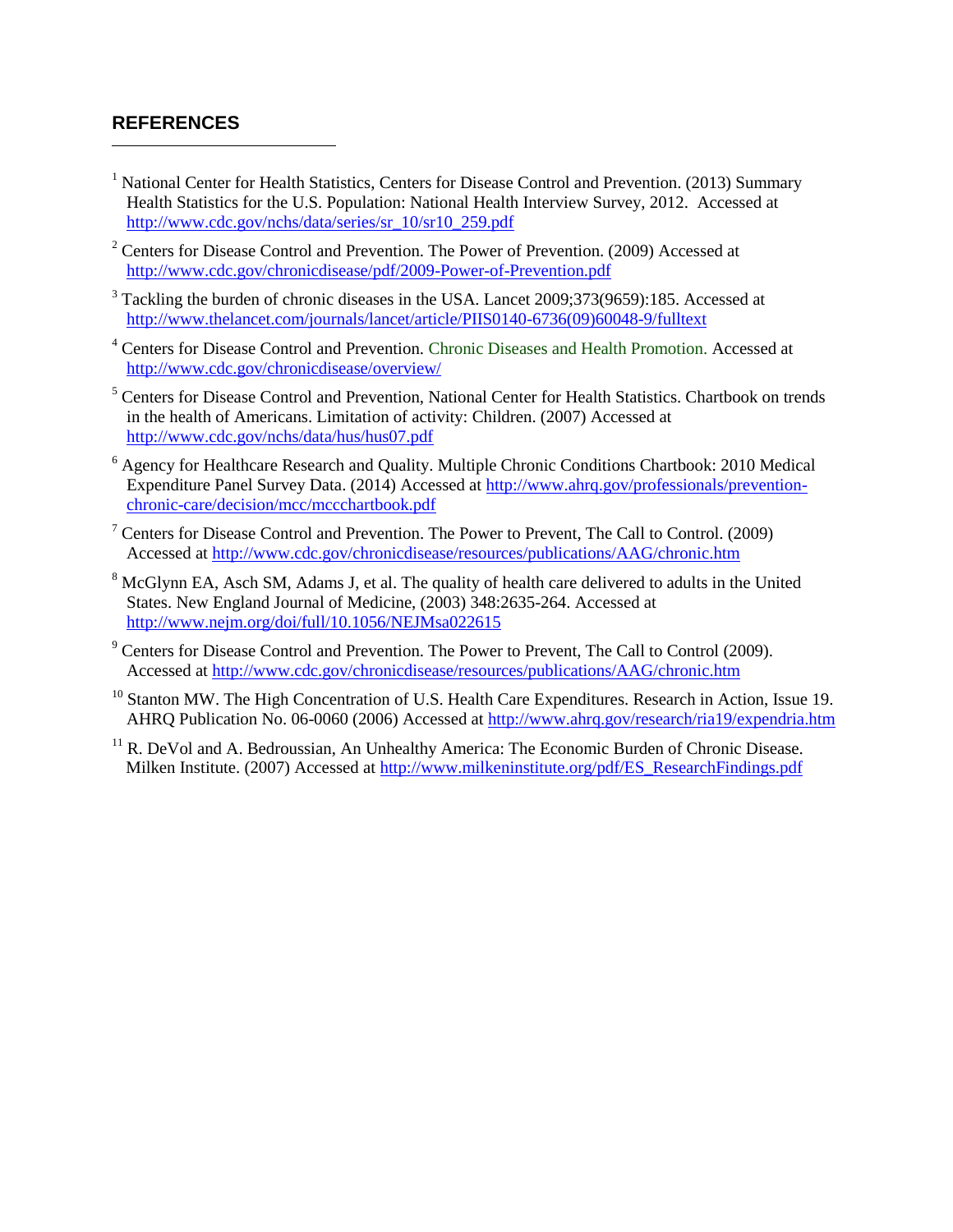## REFERENCES

[1] National Center for Health Statistics, Centers for Disease Control and Prevention. (2013) Summary Health Statistics for the U.S. Population: National Health Interview Survey, 2012. Accessed at http://www.cdc.gov/nchs/data/series/sr_10/sr10_259.pdf

[2] Centers for Disease Control and Prevention. The Power of Prevention. (2009) Accessed at http://www.cdc.gov/chronicdisease/pdf/2009-Power-of-Prevention.pdf

[3] Tackling the burden of chronic diseases in the USA. Lancet 2009;373(9659):185. Accessed at http://www.thelancet.com/journals/lancet/article/PIIS0140-6736(09)60048-9/fulltext

[4] Centers for Disease Control and Prevention. Chronic Diseases and Health Promotion. Accessed at http://www.cdc.gov/chronicdisease/overview/

[5] Centers for Disease Control and Prevention, National Center for Health Statistics. Chartbook on trends in the health of Americans. Limitation of activity: Children. (2007) Accessed at http://www.cdc.gov/nchs/data/hus/hus07.pdf

[6] Agency for Healthcare Research and Quality. Multiple Chronic Conditions Chartbook: 2010 Medical Expenditure Panel Survey Data. (2014) Accessed at http://www.ahrq.gov/professionals/prevention-chronic-care/decision/mcc/mccchartbook.pdf

[7] Centers for Disease Control and Prevention. The Power to Prevent, The Call to Control. (2009) Accessed at http://www.cdc.gov/chronicdisease/resources/publications/AAG/chronic.htm

[8] McGlynn EA, Asch SM, Adams J, et al. The quality of health care delivered to adults in the United States. New England Journal of Medicine, (2003) 348:2635-264. Accessed at http://www.nejm.org/doi/full/10.1056/NEJMsa022615

[9] Centers for Disease Control and Prevention. The Power to Prevent, The Call to Control (2009). Accessed at http://www.cdc.gov/chronicdisease/resources/publications/AAG/chronic.htm

[10] Stanton MW. The High Concentration of U.S. Health Care Expenditures. Research in Action, Issue 19. AHRQ Publication No. 06-0060 (2006) Accessed at http://www.ahrq.gov/research/ria19/expendria.htm

[11] R. DeVol and A. Bedroussian, An Unhealthy America: The Economic Burden of Chronic Disease. Milken Institute. (2007) Accessed at http://www.milkeninstitute.org/pdf/ES_ResearchFindings.pdf